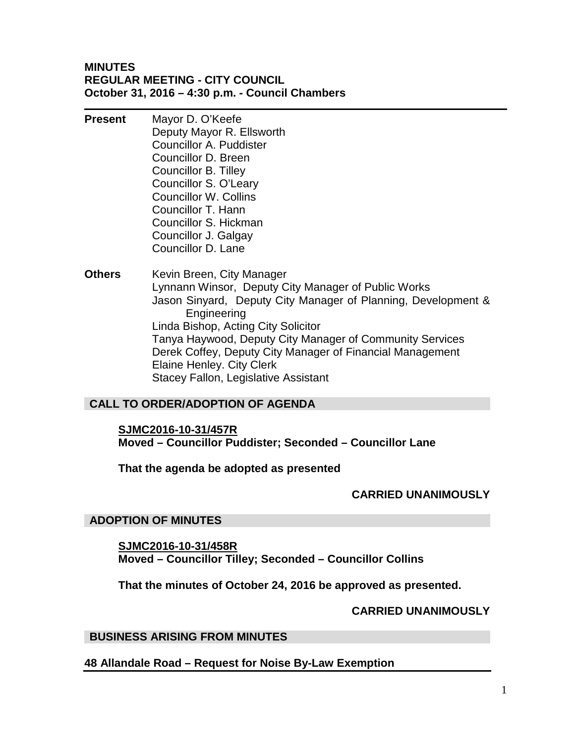**MINUTES**
**REGULAR MEETING - CITY COUNCIL**
**October 31, 2016 – 4:30 p.m. - Council Chambers**

---

**Present** Mayor D. O'Keefe
Deputy Mayor R. Ellsworth
Councillor A. Puddister
Councillor D. Breen
Councillor B. Tilley
Councillor S. O'Leary
Councillor W. Collins
Councillor T. Hann
Councillor S. Hickman
Councillor J. Galgay
Councillor D. Lane

**Others** Kevin Breen, City Manager
Lynnann Winsor, Deputy City Manager of Public Works
Jason Sinyard, Deputy City Manager of Planning, Development & Engineering
Linda Bishop, Acting City Solicitor
Tanya Haywood, Deputy City Manager of Community Services
Derek Coffey, Deputy City Manager of Financial Management
Elaine Henley. City Clerk
Stacey Fallon, Legislative Assistant

## CALL TO ORDER/ADOPTION OF AGENDA

**SJMC2016-10-31/457R**
**Moved – Councillor Puddister; Seconded – Councillor Lane**

**That the agenda be adopted as presented**

**CARRIED UNANIMOUSLY**

## ADOPTION OF MINUTES

**SJMC2016-10-31/458R**
**Moved – Councillor Tilley; Seconded – Councillor Collins**

**That the minutes of October 24, 2016 be approved as presented.**

**CARRIED UNANIMOUSLY**

## BUSINESS ARISING FROM MINUTES

### 48 Allandale Road – Request for Noise By-Law Exemption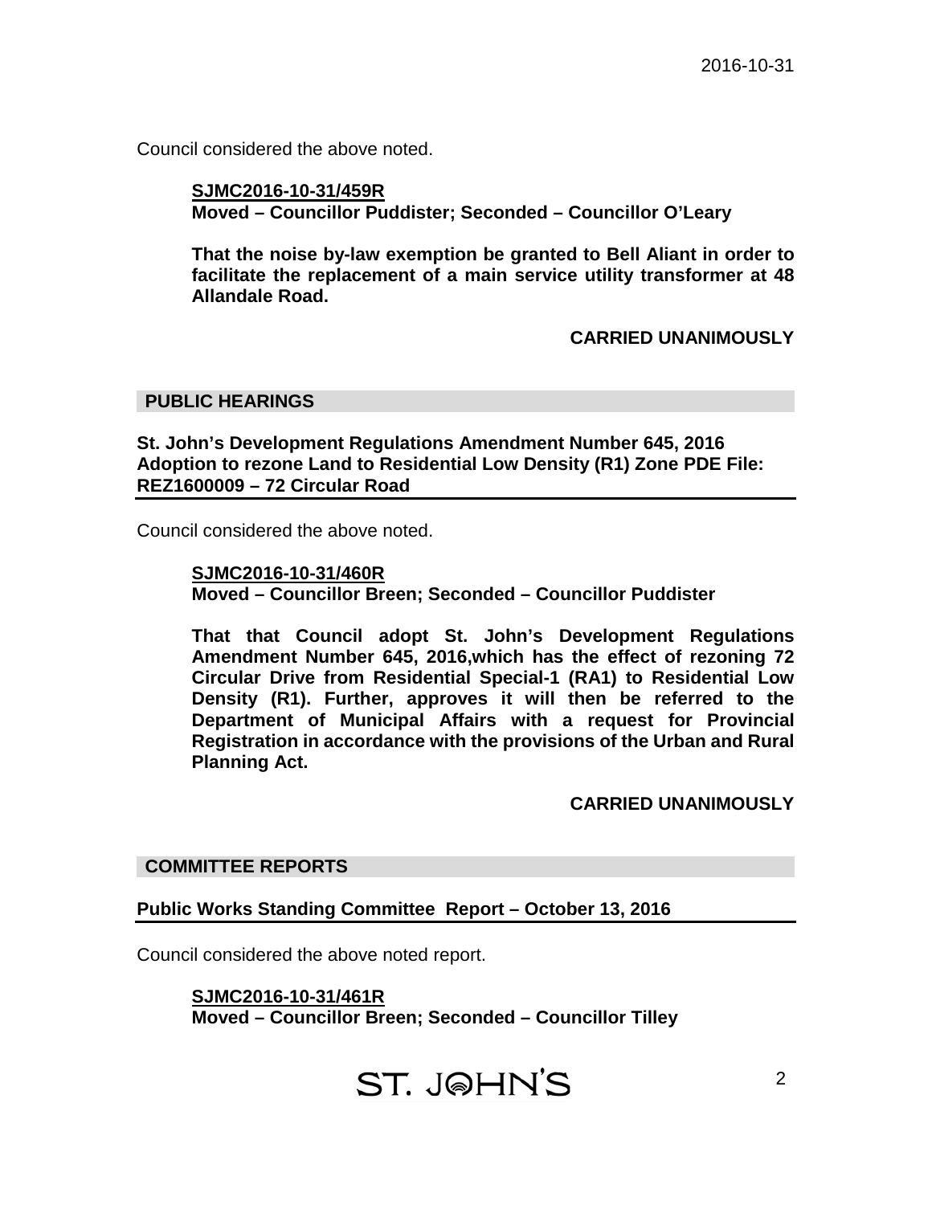Council considered the above noted.

**SJMC2016-10-31/459R**
**Moved – Councillor Puddister; Seconded – Councillor O'Leary**

**That the noise by-law exemption be granted to Bell Aliant in order to facilitate the replacement of a main service utility transformer at 48 Allandale Road.**

**CARRIED UNANIMOUSLY**

## PUBLIC HEARINGS

### St. John's Development Regulations Amendment Number 645, 2016 Adoption to rezone Land to Residential Low Density (R1) Zone PDE File: REZ1600009 – 72 Circular Road

Council considered the above noted.

**SJMC2016-10-31/460R**
**Moved – Councillor Breen; Seconded – Councillor Puddister**

**That that Council adopt St. John's Development Regulations Amendment Number 645, 2016,which has the effect of rezoning 72 Circular Drive from Residential Special-1 (RA1) to Residential Low Density (R1). Further, approves it will then be referred to the Department of Municipal Affairs with a request for Provincial Registration in accordance with the provisions of the Urban and Rural Planning Act.**

**CARRIED UNANIMOUSLY**

## COMMITTEE REPORTS

### Public Works Standing Committee Report – October 13, 2016

Council considered the above noted report.

**SJMC2016-10-31/461R**
**Moved – Councillor Breen; Seconded – Councillor Tilley**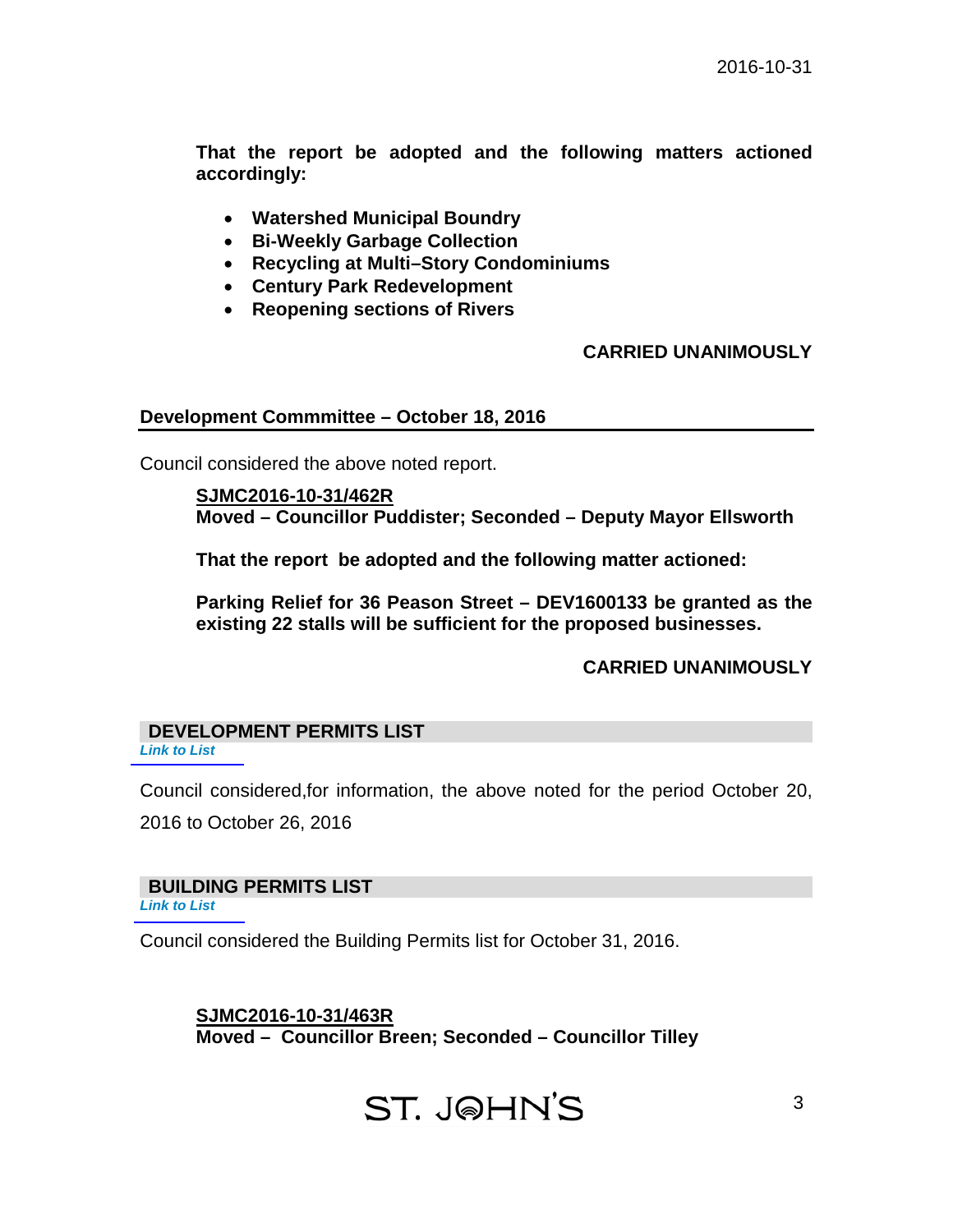**That the report be adopted and the following matters actioned accordingly:**

- **Watershed Municipal Boundry**
- **Bi-Weekly Garbage Collection**
- **Recycling at Multi–Story Condominiums**
- **Century Park Redevelopment**
- **Reopening sections of Rivers**

**CARRIED UNANIMOUSLY**

## Development Commmittee – October 18, 2016

Council considered the above noted report.

**SJMC2016-10-31/462R**
**Moved – Councillor Puddister; Seconded – Deputy Mayor Ellsworth**

**That the report be adopted and the following matter actioned:**

**Parking Relief for 36 Peason Street – DEV1600133 be granted as the existing 22 stalls will be sufficient for the proposed businesses.**

**CARRIED UNANIMOUSLY**

## DEVELOPMENT PERMITS LIST

*Link to List*

Council considered,for information, the above noted for the period October 20, 2016 to October 26, 2016

## BUILDING PERMITS LIST

*Link to List*

Council considered the Building Permits list for October 31, 2016.

**SJMC2016-10-31/463R**
**Moved – Councillor Breen; Seconded – Councillor Tilley**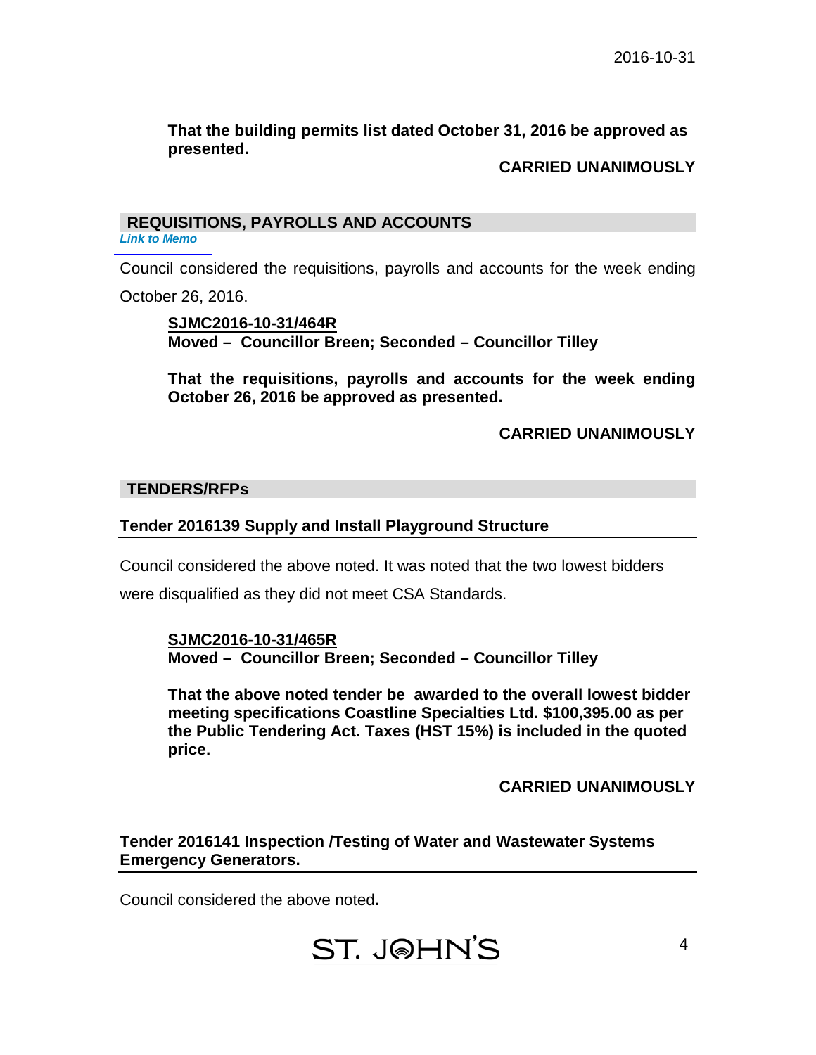**That the building permits list dated October 31, 2016 be approved as presented.**

**CARRIED UNANIMOUSLY**

## REQUISITIONS, PAYROLLS AND ACCOUNTS

*Link to Memo*

Council considered the requisitions, payrolls and accounts for the week ending October 26, 2016.

**SJMC2016-10-31/464R**
**Moved – Councillor Breen; Seconded – Councillor Tilley**

**That the requisitions, payrolls and accounts for the week ending October 26, 2016 be approved as presented.**

**CARRIED UNANIMOUSLY**

## TENDERS/RFPs

### Tender 2016139 Supply and Install Playground Structure

Council considered the above noted. It was noted that the two lowest bidders were disqualified as they did not meet CSA Standards.

**SJMC2016-10-31/465R**
**Moved – Councillor Breen; Seconded – Councillor Tilley**

**That the above noted tender be awarded to the overall lowest bidder meeting specifications Coastline Specialties Ltd. $100,395.00 as per the Public Tendering Act. Taxes (HST 15%) is included in the quoted price.**

**CARRIED UNANIMOUSLY**

### Tender 2016141 Inspection /Testing of Water and Wastewater Systems Emergency Generators.

Council considered the above noted.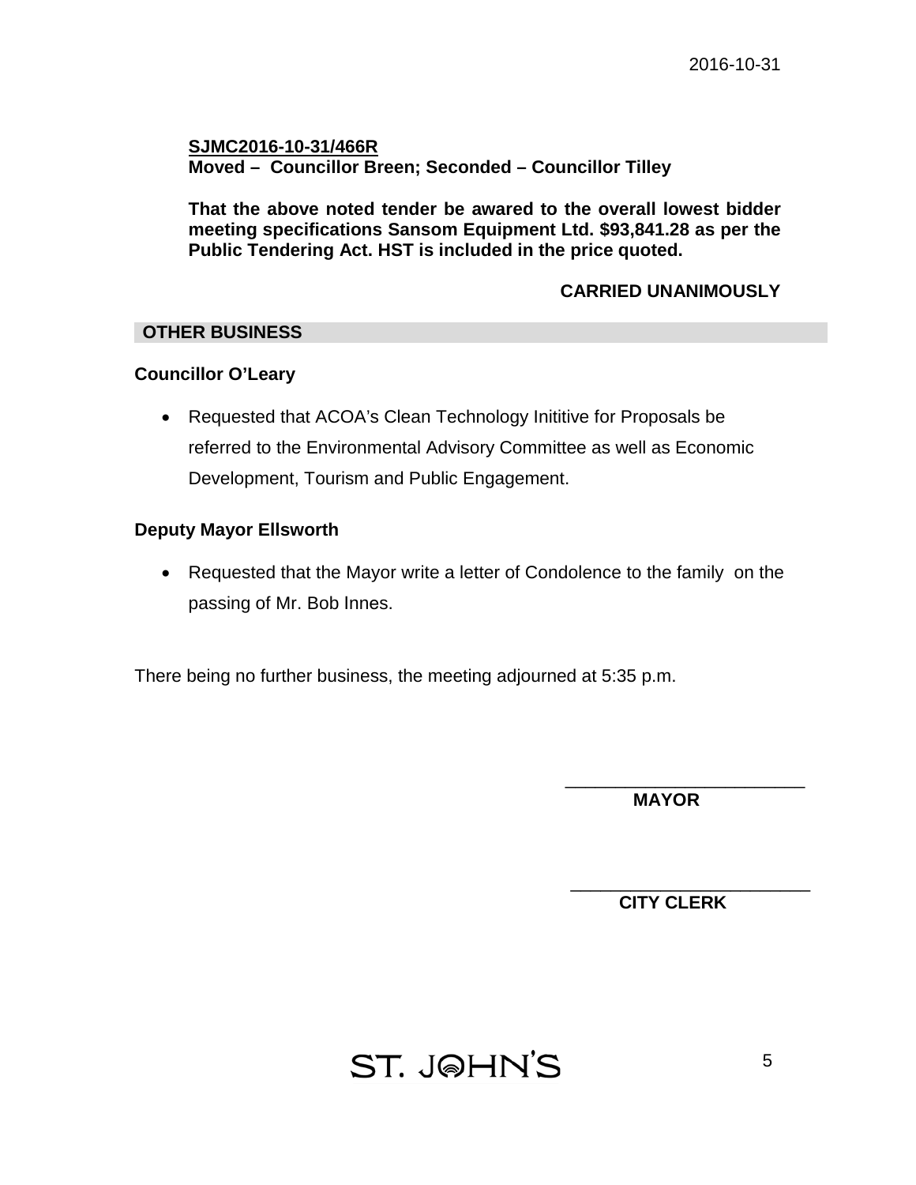**SJMC2016-10-31/466R**
**Moved – Councillor Breen; Seconded – Councillor Tilley**

**That the above noted tender be awared to the overall lowest bidder meeting specifications Sansom Equipment Ltd. $93,841.28 as per the Public Tendering Act. HST is included in the price quoted.**

**CARRIED UNANIMOUSLY**

## OTHER BUSINESS

**Councillor O'Leary**

- Requested that ACOA's Clean Technology Inititive for Proposals be referred to the Environmental Advisory Committee as well as Economic Development, Tourism and Public Engagement.

**Deputy Mayor Ellsworth**

- Requested that the Mayor write a letter of Condolence to the family on the passing of Mr. Bob Innes.

There being no further business, the meeting adjourned at 5:35 p.m.

\_\_\_\_\_\_\_\_\_\_\_\_\_\_\_\_\_\_\_\_\_\_\_\_
**MAYOR**

\_\_\_\_\_\_\_\_\_\_\_\_\_\_\_\_\_\_\_\_\_\_\_\_
**CITY CLERK**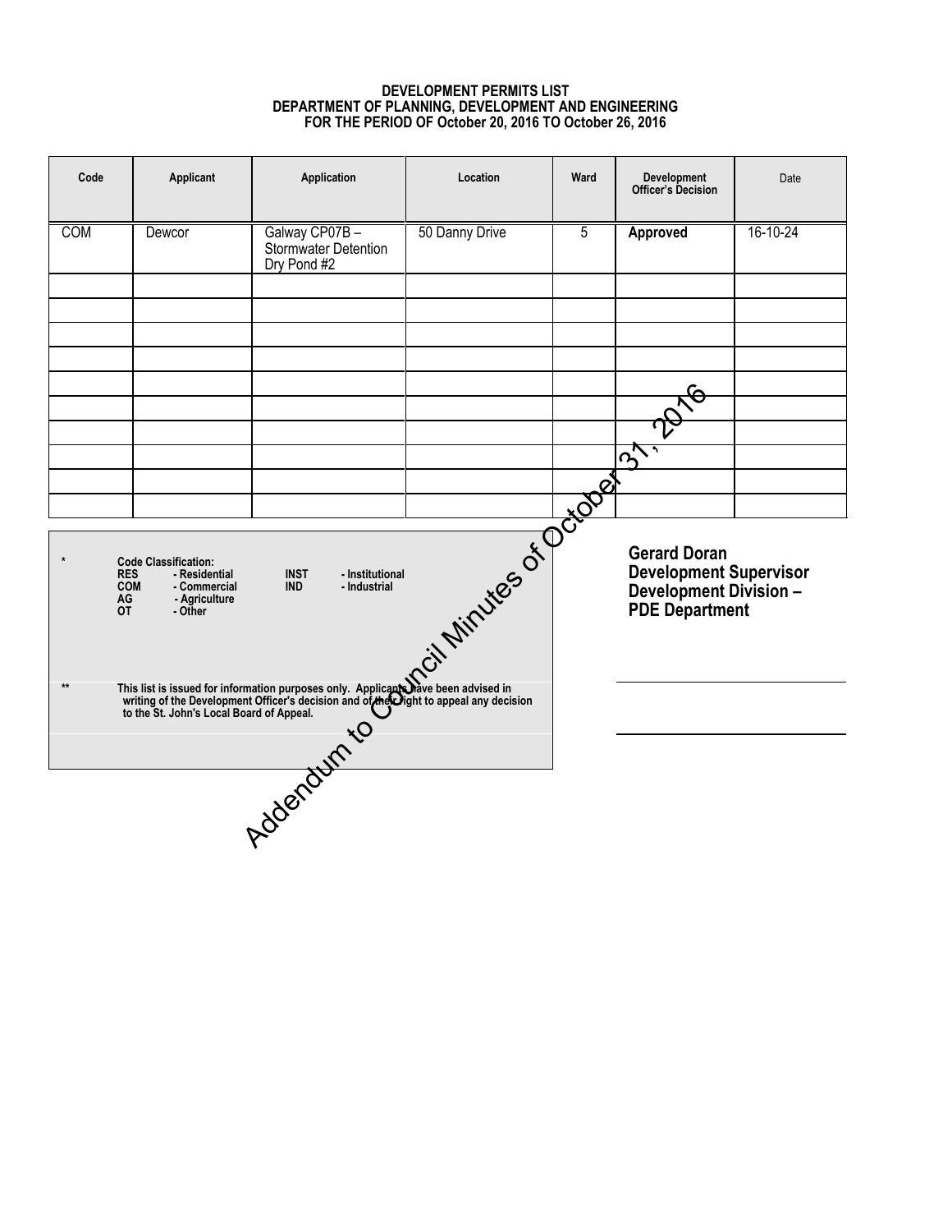**DEVELOPMENT PERMITS LIST**
**DEPARTMENT OF PLANNING, DEVELOPMENT AND ENGINEERING**
**FOR THE PERIOD OF October 20, 2016 TO October 26, 2016**

| Code | Applicant | Application | Location | Ward | Development Officer's Decision | Date |
|---|---|---|---|---|---|---|
| COM | Dewcor | Galway CP07B – Stormwater Detention Dry Pond #2 | 50 Danny Drive | 5 | **Approved** | 16-10-24 |
| | | | | | | |
| | | | | | | |
| | | | | | | |
| | | | | | | |
| | | | | | | |
| | | | | | | |
| | | | | | | |
| | | | | | | |
| | | | | | | |
| | | | | | | |

\* **Code Classification:**
**RES** - Residential
**COM** - Commercial
**AG** - Agriculture
**OT** - Other
**INST** - Institutional
**IND** - Industrial

\*\* **This list is issued for information purposes only. Applicants have been advised in writing of the Development Officer's decision and of their right to appeal any decision to the St. John's Local Board of Appeal.**

**Gerard Doran**
**Development Supervisor**
**Development Division –**
**PDE Department**

Addendum to Council Minutes of October 31, 2016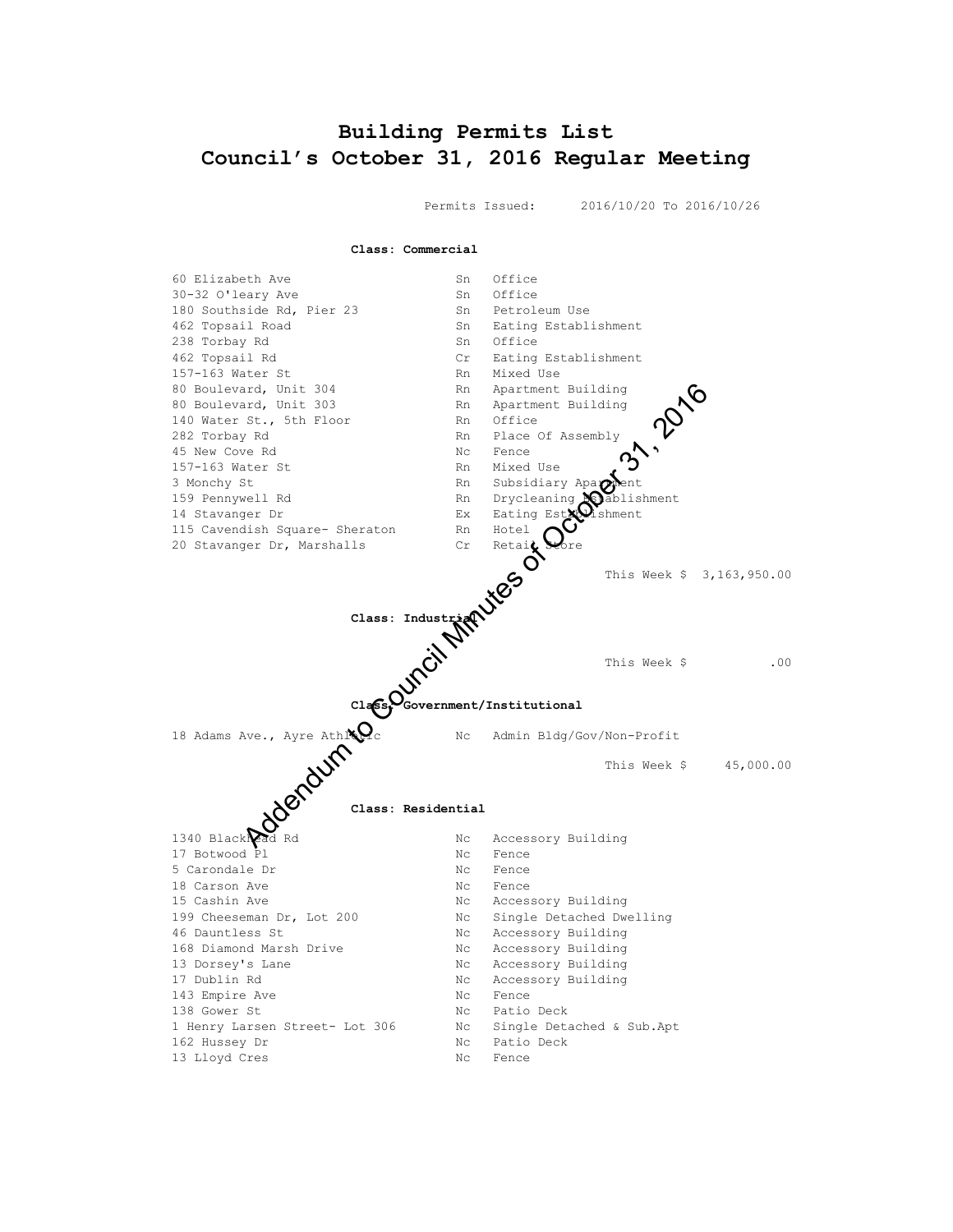# Building Permits List
## Council's October 31, 2016 Regular Meeting

Permits Issued: 2016/10/20 To 2016/10/26

**Class: Commercial**

| | | |
|---|---|---|
| 60 Elizabeth Ave | Sn | Office |
| 30-32 O'leary Ave | Sn | Office |
| 180 Southside Rd, Pier 23 | Sn | Petroleum Use |
| 462 Topsail Road | Sn | Eating Establishment |
| 238 Torbay Rd | Sn | Office |
| 462 Topsail Rd | Cr | Eating Establishment |
| 157-163 Water St | Rn | Mixed Use |
| 80 Boulevard, Unit 304 | Rn | Apartment Building |
| 80 Boulevard, Unit 303 | Rn | Apartment Building |
| 140 Water St., 5th Floor | Rn | Office |
| 282 Torbay Rd | Rn | Place Of Assembly |
| 45 New Cove Rd | Nc | Fence |
| 157-163 Water St | Rn | Mixed Use |
| 3 Monchy St | Rn | Subsidiary Apartment |
| 159 Pennywell Rd | Rn | Drycleaning Establishment |
| 14 Stavanger Dr | Ex | Eating Establishment |
| 115 Cavendish Square- Sheraton | Rn | Hotel |
| 20 Stavanger Dr, Marshalls | Cr | Retail Store |

This Week $ 3,163,950.00

**Class: Industrial**

This Week $ .00

**Class: Government/Institutional**

| | | |
|---|---|---|
| 18 Adams Ave., Ayre Athletic | Nc | Admin Bldg/Gov/Non-Profit |

This Week $ 45,000.00

**Class: Residential**

| | | |
|---|---|---|
| 1340 Blackhead Rd | Nc | Accessory Building |
| 17 Botwood Pl | Nc | Fence |
| 5 Carondale Dr | Nc | Fence |
| 18 Carson Ave | Nc | Fence |
| 15 Cashin Ave | Nc | Accessory Building |
| 199 Cheeseman Dr, Lot 200 | Nc | Single Detached Dwelling |
| 46 Dauntless St | Nc | Accessory Building |
| 168 Diamond Marsh Drive | Nc | Accessory Building |
| 13 Dorsey's Lane | Nc | Accessory Building |
| 17 Dublin Rd | Nc | Accessory Building |
| 143 Empire Ave | Nc | Fence |
| 138 Gower St | Nc | Patio Deck |
| 1 Henry Larsen Street- Lot 306 | Nc | Single Detached & Sub.Apt |
| 162 Hussey Dr | Nc | Patio Deck |
| 13 Lloyd Cres | Nc | Fence |

Addendum to Council Minutes of October 31, 2016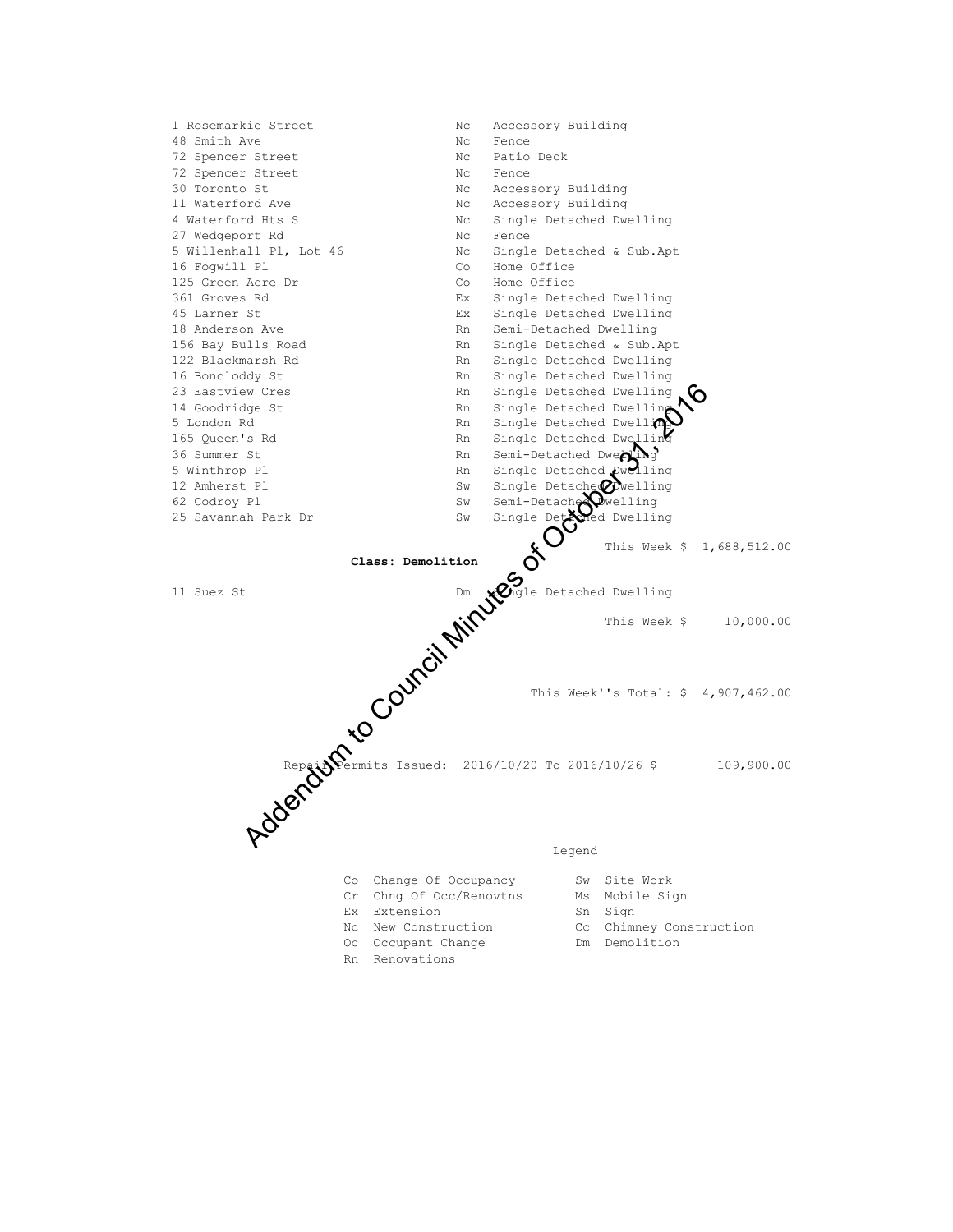| | | |
|---|---|---|
| 1 Rosemarkie Street | Nc | Accessory Building |
| 48 Smith Ave | Nc | Fence |
| 72 Spencer Street | Nc | Patio Deck |
| 72 Spencer Street | Nc | Fence |
| 30 Toronto St | Nc | Accessory Building |
| 11 Waterford Ave | Nc | Accessory Building |
| 4 Waterford Hts S | Nc | Single Detached Dwelling |
| 27 Wedgeport Rd | Nc | Fence |
| 5 Willenhall Pl, Lot 46 | Nc | Single Detached & Sub.Apt |
| 16 Fogwill Pl | Co | Home Office |
| 125 Green Acre Dr | Co | Home Office |
| 361 Groves Rd | Ex | Single Detached Dwelling |
| 45 Larner St | Ex | Single Detached Dwelling |
| 18 Anderson Ave | Rn | Semi-Detached Dwelling |
| 156 Bay Bulls Road | Rn | Single Detached & Sub.Apt |
| 122 Blackmarsh Rd | Rn | Single Detached Dwelling |
| 16 Boncloddy St | Rn | Single Detached Dwelling |
| 23 Eastview Cres | Rn | Single Detached Dwelling |
| 14 Goodridge St | Rn | Single Detached Dwelling |
| 5 London Rd | Rn | Single Detached Dwelling |
| 165 Queen's Rd | Rn | Single Detached Dwelling |
| 36 Summer St | Rn | Semi-Detached Dwelling |
| 5 Winthrop Pl | Rn | Single Detached Dwelling |
| 12 Amherst Pl | Sw | Single Detached Dwelling |
| 62 Codroy Pl | Sw | Semi-Detached Dwelling |
| 25 Savannah Park Dr | Sw | Single Detached Dwelling |

This Week $ 1,688,512.00

**Class: Demolition**

| | | |
|---|---|---|
| 11 Suez St | Dm | Single Detached Dwelling |

This Week $ 10,000.00

This Week''s Total: $ 4,907,462.00

Repair Permits Issued: 2016/10/20 To 2016/10/26 $ 109,900.00

Addendum to Council Minutes of October 31, 2016

Legend

| | | | |
|---|---|---|---|
| Co | Change Of Occupancy | Sw | Site Work |
| Cr | Chng Of Occ/Renovtns | Ms | Mobile Sign |
| Ex | Extension | Sn | Sign |
| Nc | New Construction | Cc | Chimney Construction |
| Oc | Occupant Change | Dm | Demolition |
| Rn | Renovations | | |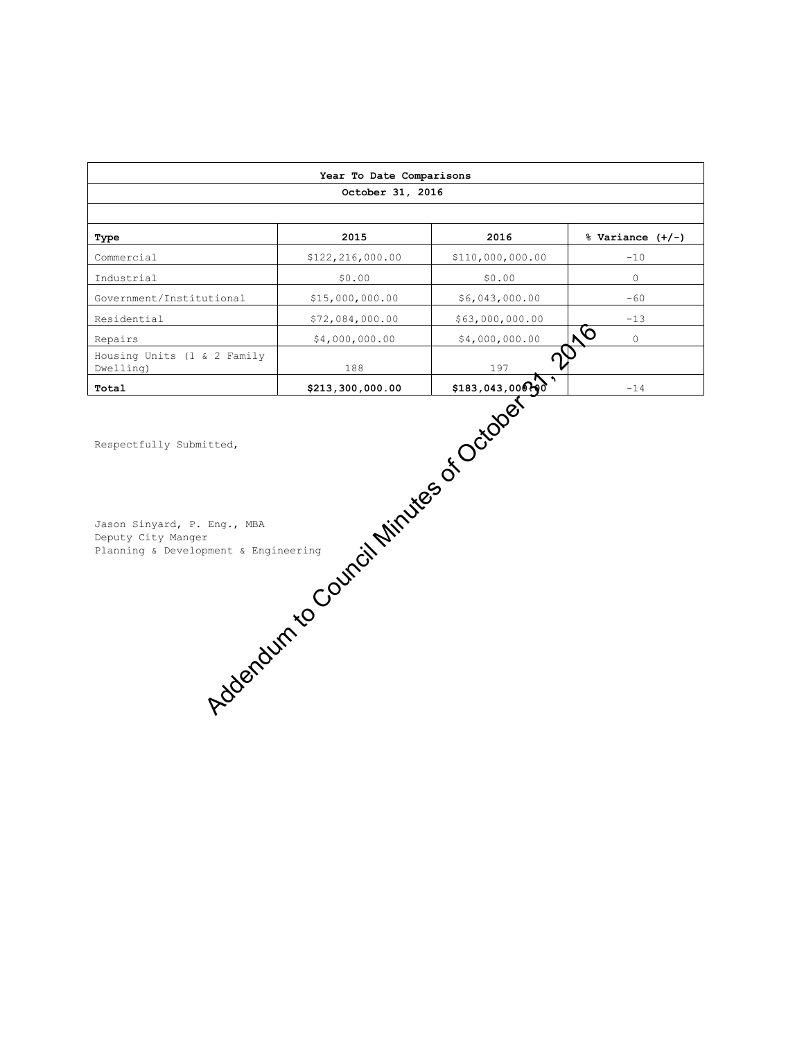| Year To Date Comparisons | | | |
|---|---|---|---|
| October 31, 2016 | | | |
| | | | |
| **Type** | **2015** | **2016** | **% Variance (+/-)** |
| Commercial | $122,216,000.00 | $110,000,000.00 | -10 |
| Industrial | $0.00 | $0.00 | 0 |
| Government/Institutional | $15,000,000.00 | $6,043,000.00 | -60 |
| Residential | $72,084,000.00 | $63,000,000.00 | -13 |
| Repairs | $4,000,000.00 | $4,000,000.00 | 0 |
| Housing Units (1 & 2 Family Dwelling) | 188 | 197 | |
| **Total** | **$213,300,000.00** | **$183,043,000.00** | -14 |

Respectfully Submitted,

Jason Sinyard, P. Eng., MBA
Deputy City Manger
Planning & Development & Engineering

Addendum to Council Minutes of October 31, 2016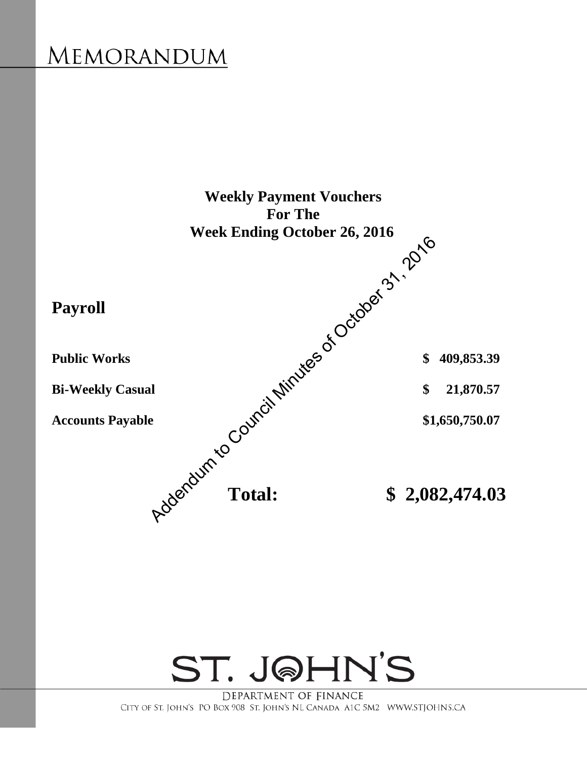# Memorandum

**Weekly Payment Vouchers**
**For The**
**Week Ending October 26, 2016**

Addendum to Council Minutes of October 31, 2016

## Payroll

| | |
|---|---|
| **Public Works** | **$ 409,853.39** |
| **Bi-Weekly Casual** | **$ 21,870.57** |
| **Accounts Payable** | **$1,650,750.07** |
| **Total:** | **$ 2,082,474.03** |

ST. JOHN'S

DEPARTMENT OF FINANCE
CITY OF ST. JOHN'S PO BOX 908 ST. JOHN'S NL CANADA A1C 5M2 WWW.STJOHNS.CA